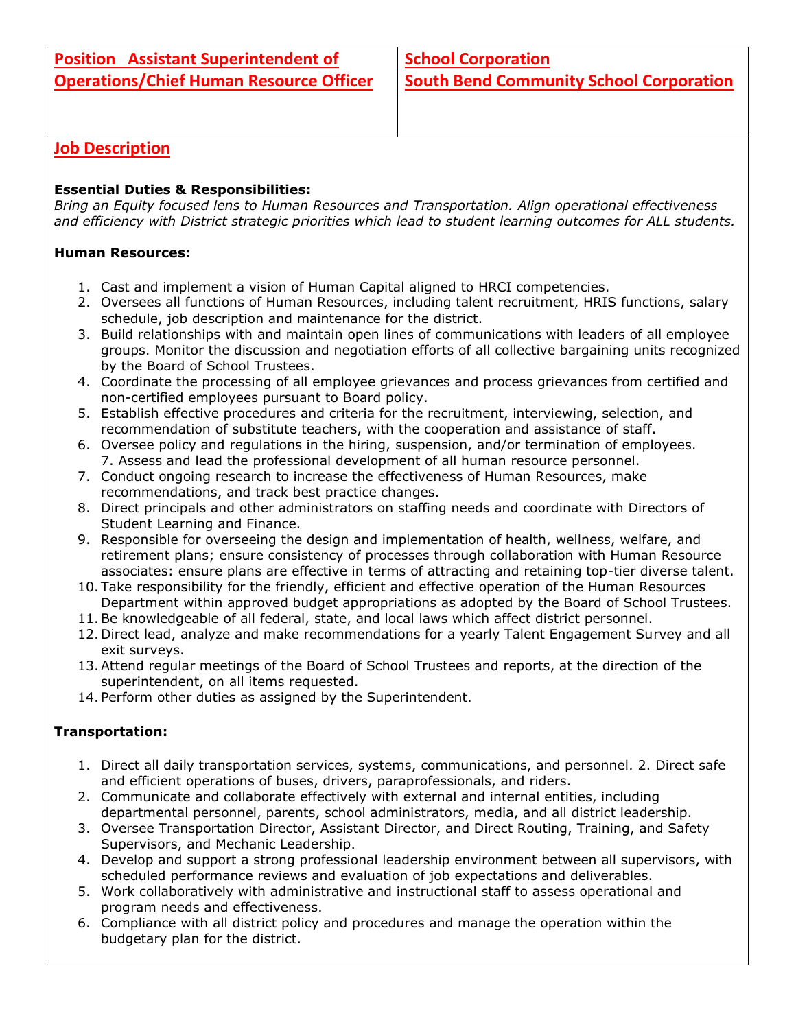| **Position Assistant Superintendent of Operations/Chief Human Resource Officer** | **School Corporation South Bend Community School Corporation** |
|---|---|

## Job Description

**Essential Duties & Responsibilities:**

*Bring an Equity focused lens to Human Resources and Transportation. Align operational effectiveness and efficiency with District strategic priorities which lead to student learning outcomes for ALL students.*

**Human Resources:**

1. Cast and implement a vision of Human Capital aligned to HRCI competencies.
2. Oversees all functions of Human Resources, including talent recruitment, HRIS functions, salary schedule, job description and maintenance for the district.
3. Build relationships with and maintain open lines of communications with leaders of all employee groups. Monitor the discussion and negotiation efforts of all collective bargaining units recognized by the Board of School Trustees.
4. Coordinate the processing of all employee grievances and process grievances from certified and non-certified employees pursuant to Board policy.
5. Establish effective procedures and criteria for the recruitment, interviewing, selection, and recommendation of substitute teachers, with the cooperation and assistance of staff.
6. Oversee policy and regulations in the hiring, suspension, and/or termination of employees. 7. Assess and lead the professional development of all human resource personnel.
7. Conduct ongoing research to increase the effectiveness of Human Resources, make recommendations, and track best practice changes.
8. Direct principals and other administrators on staffing needs and coordinate with Directors of Student Learning and Finance.
9. Responsible for overseeing the design and implementation of health, wellness, welfare, and retirement plans; ensure consistency of processes through collaboration with Human Resource associates: ensure plans are effective in terms of attracting and retaining top-tier diverse talent.
10. Take responsibility for the friendly, efficient and effective operation of the Human Resources Department within approved budget appropriations as adopted by the Board of School Trustees.
11. Be knowledgeable of all federal, state, and local laws which affect district personnel.
12. Direct lead, analyze and make recommendations for a yearly Talent Engagement Survey and all exit surveys.
13. Attend regular meetings of the Board of School Trustees and reports, at the direction of the superintendent, on all items requested.
14. Perform other duties as assigned by the Superintendent.

**Transportation:**

1. Direct all daily transportation services, systems, communications, and personnel. 2. Direct safe and efficient operations of buses, drivers, paraprofessionals, and riders.
2. Communicate and collaborate effectively with external and internal entities, including departmental personnel, parents, school administrators, media, and all district leadership.
3. Oversee Transportation Director, Assistant Director, and Direct Routing, Training, and Safety Supervisors, and Mechanic Leadership.
4. Develop and support a strong professional leadership environment between all supervisors, with scheduled performance reviews and evaluation of job expectations and deliverables.
5. Work collaboratively with administrative and instructional staff to assess operational and program needs and effectiveness.
6. Compliance with all district policy and procedures and manage the operation within the budgetary plan for the district.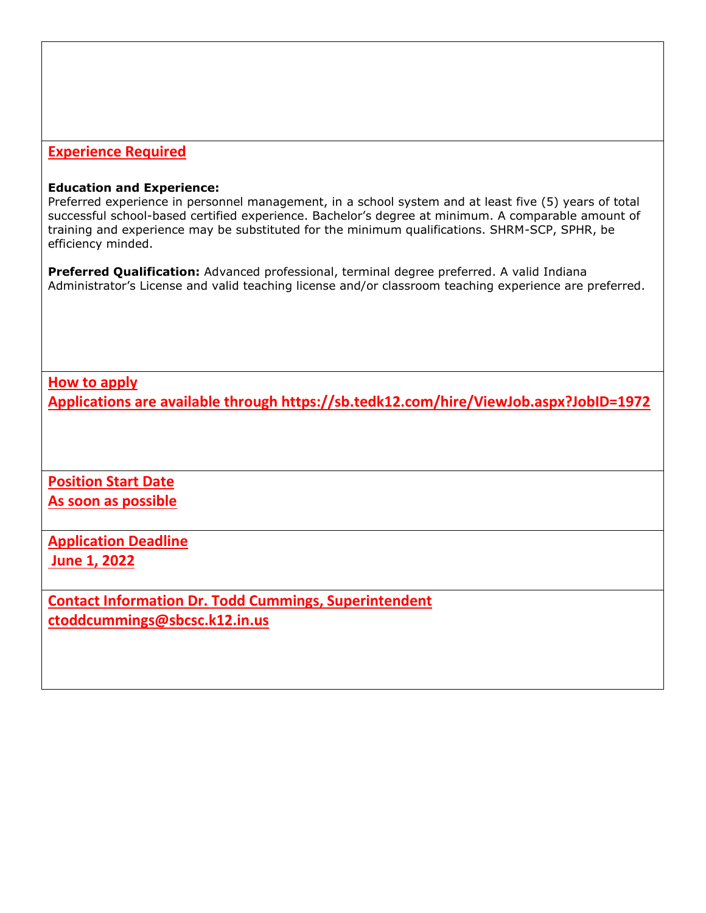## Experience Required

**Education and Experience:**
Preferred experience in personnel management, in a school system and at least five (5) years of total successful school-based certified experience. Bachelor's degree at minimum. A comparable amount of training and experience may be substituted for the minimum qualifications. SHRM-SCP, SPHR, be efficiency minded.

**Preferred Qualification:** Advanced professional, terminal degree preferred. A valid Indiana Administrator's License and valid teaching license and/or classroom teaching experience are preferred.

## How to apply

**Applications are available through https://sb.tedk12.com/hire/ViewJob.aspx?JobID=1972**

## Position Start Date

**As soon as possible**

## Application Deadline

**June 1, 2022**

## Contact Information Dr. Todd Cummings, Superintendent

**ctoddcummings@sbcsc.k12.in.us**